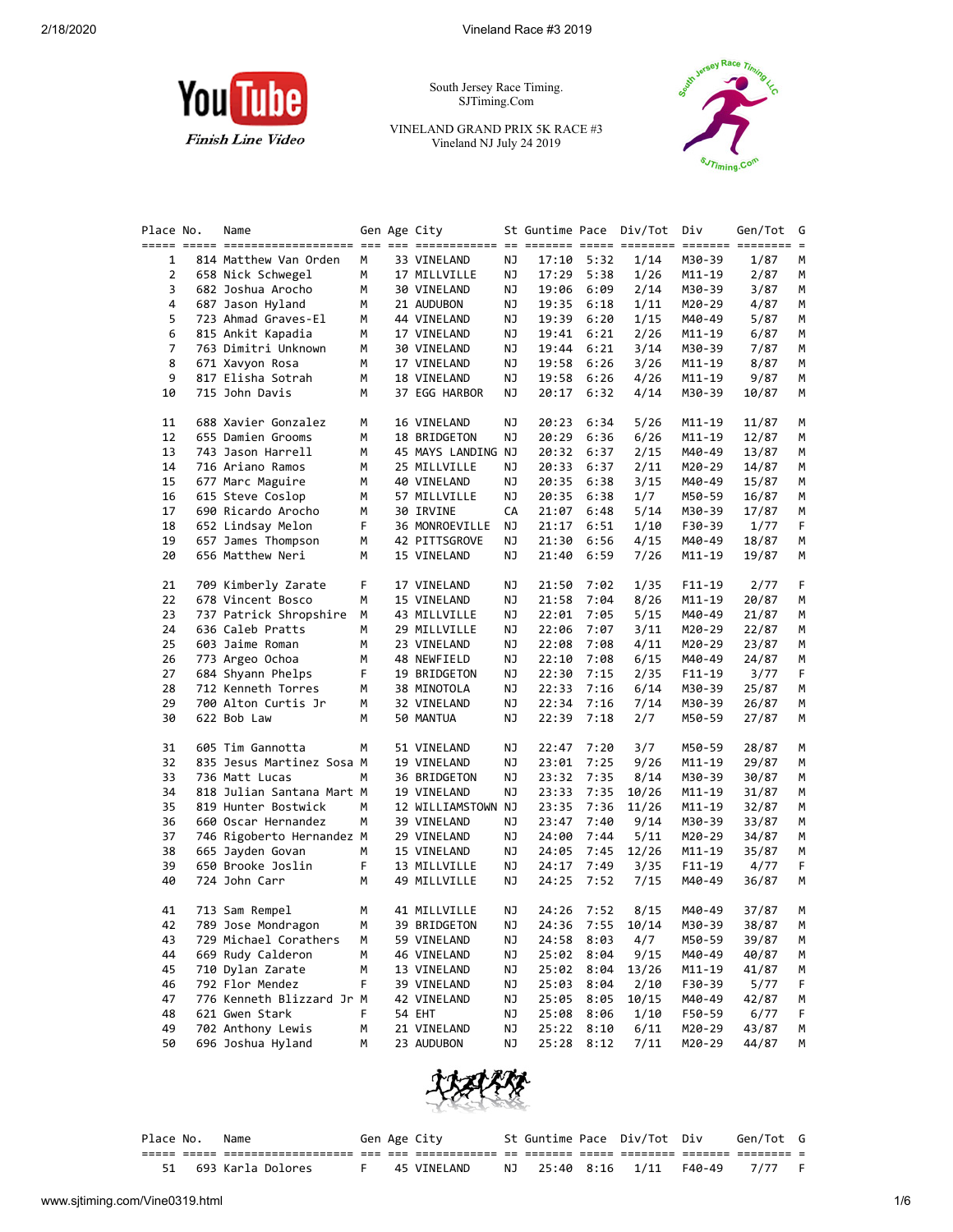South Jersey Race Timing.
SJTiming.Com

VINELAND GRAND PRIX 5K RACE #3
Vineland NJ July 24 2019

| Place | No. | Name | Gen | Age | City | St | Guntime | Pace | Div/Tot | Div | Gen/Tot | G |
|---|---|---|---|---|---|---|---|---|---|---|---|---|
| 1 | 814 | Matthew Van Orden | M | 33 | VINELAND | NJ | 17:10 | 5:32 | 1/14 | M30-39 | 1/87 | M |
| 2 | 658 | Nick Schwegel | M | 17 | MILLVILLE | NJ | 17:29 | 5:38 | 1/26 | M11-19 | 2/87 | M |
| 3 | 682 | Joshua Arocho | M | 30 | VINELAND | NJ | 19:06 | 6:09 | 2/14 | M30-39 | 3/87 | M |
| 4 | 687 | Jason Hyland | M | 21 | AUDUBON | NJ | 19:35 | 6:18 | 1/11 | M20-29 | 4/87 | M |
| 5 | 723 | Ahmad Graves-El | M | 44 | VINELAND | NJ | 19:39 | 6:20 | 1/15 | M40-49 | 5/87 | M |
| 6 | 815 | Ankit Kapadia | M | 17 | VINELAND | NJ | 19:41 | 6:21 | 2/26 | M11-19 | 6/87 | M |
| 7 | 763 | Dimitri Unknown | M | 30 | VINELAND | NJ | 19:44 | 6:21 | 3/14 | M30-39 | 7/87 | M |
| 8 | 671 | Xavyon Rosa | M | 17 | VINELAND | NJ | 19:58 | 6:26 | 3/26 | M11-19 | 8/87 | M |
| 9 | 817 | Elisha Sotrah | M | 18 | VINELAND | NJ | 19:58 | 6:26 | 4/26 | M11-19 | 9/87 | M |
| 10 | 715 | John Davis | M | 37 | EGG HARBOR | NJ | 20:17 | 6:32 | 4/14 | M30-39 | 10/87 | M |
| 11 | 688 | Xavier Gonzalez | M | 16 | VINELAND | NJ | 20:23 | 6:34 | 5/26 | M11-19 | 11/87 | M |
| 12 | 655 | Damien Grooms | M | 18 | BRIDGETON | NJ | 20:29 | 6:36 | 6/26 | M11-19 | 12/87 | M |
| 13 | 743 | Jason Harrell | M | 45 | MAYS LANDING | NJ | 20:32 | 6:37 | 2/15 | M40-49 | 13/87 | M |
| 14 | 716 | Ariano Ramos | M | 25 | MILLVILLE | NJ | 20:33 | 6:37 | 2/11 | M20-29 | 14/87 | M |
| 15 | 677 | Marc Maguire | M | 40 | VINELAND | NJ | 20:35 | 6:38 | 3/15 | M40-49 | 15/87 | M |
| 16 | 615 | Steve Coslop | M | 57 | MILLVILLE | NJ | 20:35 | 6:38 | 1/7 | M50-59 | 16/87 | M |
| 17 | 690 | Ricardo Arocho | M | 30 | IRVINE | CA | 21:07 | 6:48 | 5/14 | M30-39 | 17/87 | M |
| 18 | 652 | Lindsay Melon | F | 36 | MONROEVILLE | NJ | 21:17 | 6:51 | 1/10 | F30-39 | 1/77 | F |
| 19 | 657 | James Thompson | M | 42 | PITTSGROVE | NJ | 21:30 | 6:56 | 4/15 | M40-49 | 18/87 | M |
| 20 | 656 | Matthew Neri | M | 15 | VINELAND | NJ | 21:40 | 6:59 | 7/26 | M11-19 | 19/87 | M |
| 21 | 709 | Kimberly Zarate | F | 17 | VINELAND | NJ | 21:50 | 7:02 | 1/35 | F11-19 | 2/77 | F |
| 22 | 678 | Vincent Bosco | M | 15 | VINELAND | NJ | 21:58 | 7:04 | 8/26 | M11-19 | 20/87 | M |
| 23 | 737 | Patrick Shropshire | M | 43 | MILLVILLE | NJ | 22:01 | 7:05 | 5/15 | M40-49 | 21/87 | M |
| 24 | 636 | Caleb Pratts | M | 29 | MILLVILLE | NJ | 22:06 | 7:07 | 3/11 | M20-29 | 22/87 | M |
| 25 | 603 | Jaime Roman | M | 23 | VINELAND | NJ | 22:08 | 7:08 | 4/11 | M20-29 | 23/87 | M |
| 26 | 773 | Argeo Ochoa | M | 48 | NEWFIELD | NJ | 22:10 | 7:08 | 6/15 | M40-49 | 24/87 | M |
| 27 | 684 | Shyann Phelps | F | 19 | BRIDGETON | NJ | 22:30 | 7:15 | 2/35 | F11-19 | 3/77 | F |
| 28 | 712 | Kenneth Torres | M | 38 | MINOTOLA | NJ | 22:33 | 7:16 | 6/14 | M30-39 | 25/87 | M |
| 29 | 700 | Alton Curtis Jr | M | 32 | VINELAND | NJ | 22:34 | 7:16 | 7/14 | M30-39 | 26/87 | M |
| 30 | 622 | Bob Law | M | 50 | MANTUA | NJ | 22:39 | 7:18 | 2/7 | M50-59 | 27/87 | M |
| 31 | 605 | Tim Gannotta | M | 51 | VINELAND | NJ | 22:47 | 7:20 | 3/7 | M50-59 | 28/87 | M |
| 32 | 835 | Jesus Martinez Sosa | M | 19 | VINELAND | NJ | 23:01 | 7:25 | 9/26 | M11-19 | 29/87 | M |
| 33 | 736 | Matt Lucas | M | 36 | BRIDGETON | NJ | 23:32 | 7:35 | 8/14 | M30-39 | 30/87 | M |
| 34 | 818 | Julian Santana Mart | M | 19 | VINELAND | NJ | 23:33 | 7:35 | 10/26 | M11-19 | 31/87 | M |
| 35 | 819 | Hunter Bostwick | M | 12 | WILLIAMSTOWN | NJ | 23:35 | 7:36 | 11/26 | M11-19 | 32/87 | M |
| 36 | 660 | Oscar Hernandez | M | 39 | VINELAND | NJ | 23:47 | 7:40 | 9/14 | M30-39 | 33/87 | M |
| 37 | 746 | Rigoberto Hernandez | M | 29 | VINELAND | NJ | 24:00 | 7:44 | 5/11 | M20-29 | 34/87 | M |
| 38 | 665 | Jayden Govan | M | 15 | VINELAND | NJ | 24:05 | 7:45 | 12/26 | M11-19 | 35/87 | M |
| 39 | 650 | Brooke Joslin | F | 13 | MILLVILLE | NJ | 24:17 | 7:49 | 3/35 | F11-19 | 4/77 | F |
| 40 | 724 | John Carr | M | 49 | MILLVILLE | NJ | 24:25 | 7:52 | 7/15 | M40-49 | 36/87 | M |
| 41 | 713 | Sam Rempel | M | 41 | MILLVILLE | NJ | 24:26 | 7:52 | 8/15 | M40-49 | 37/87 | M |
| 42 | 789 | Jose Mondragon | M | 39 | BRIDGETON | NJ | 24:36 | 7:55 | 10/14 | M30-39 | 38/87 | M |
| 43 | 729 | Michael Corathers | M | 59 | VINELAND | NJ | 24:58 | 8:03 | 4/7 | M50-59 | 39/87 | M |
| 44 | 669 | Rudy Calderon | M | 46 | VINELAND | NJ | 25:02 | 8:04 | 9/15 | M40-49 | 40/87 | M |
| 45 | 710 | Dylan Zarate | M | 13 | VINELAND | NJ | 25:02 | 8:04 | 13/26 | M11-19 | 41/87 | M |
| 46 | 792 | Flor Mendez | F | 39 | VINELAND | NJ | 25:03 | 8:04 | 2/10 | F30-39 | 5/77 | F |
| 47 | 776 | Kenneth Blizzard Jr | M | 42 | VINELAND | NJ | 25:05 | 8:05 | 10/15 | M40-49 | 42/87 | M |
| 48 | 621 | Gwen Stark | F | 54 | EHT | NJ | 25:08 | 8:06 | 1/10 | F50-59 | 6/77 | F |
| 49 | 702 | Anthony Lewis | M | 21 | VINELAND | NJ | 25:22 | 8:10 | 6/11 | M20-29 | 43/87 | M |
| 50 | 696 | Joshua Hyland | M | 23 | AUDUBON | NJ | 25:28 | 8:12 | 7/11 | M20-29 | 44/87 | M |
| 51 | 693 | Karla Dolores | F | 45 | VINELAND | NJ | 25:40 | 8:16 | 1/11 | F40-49 | 7/77 | F |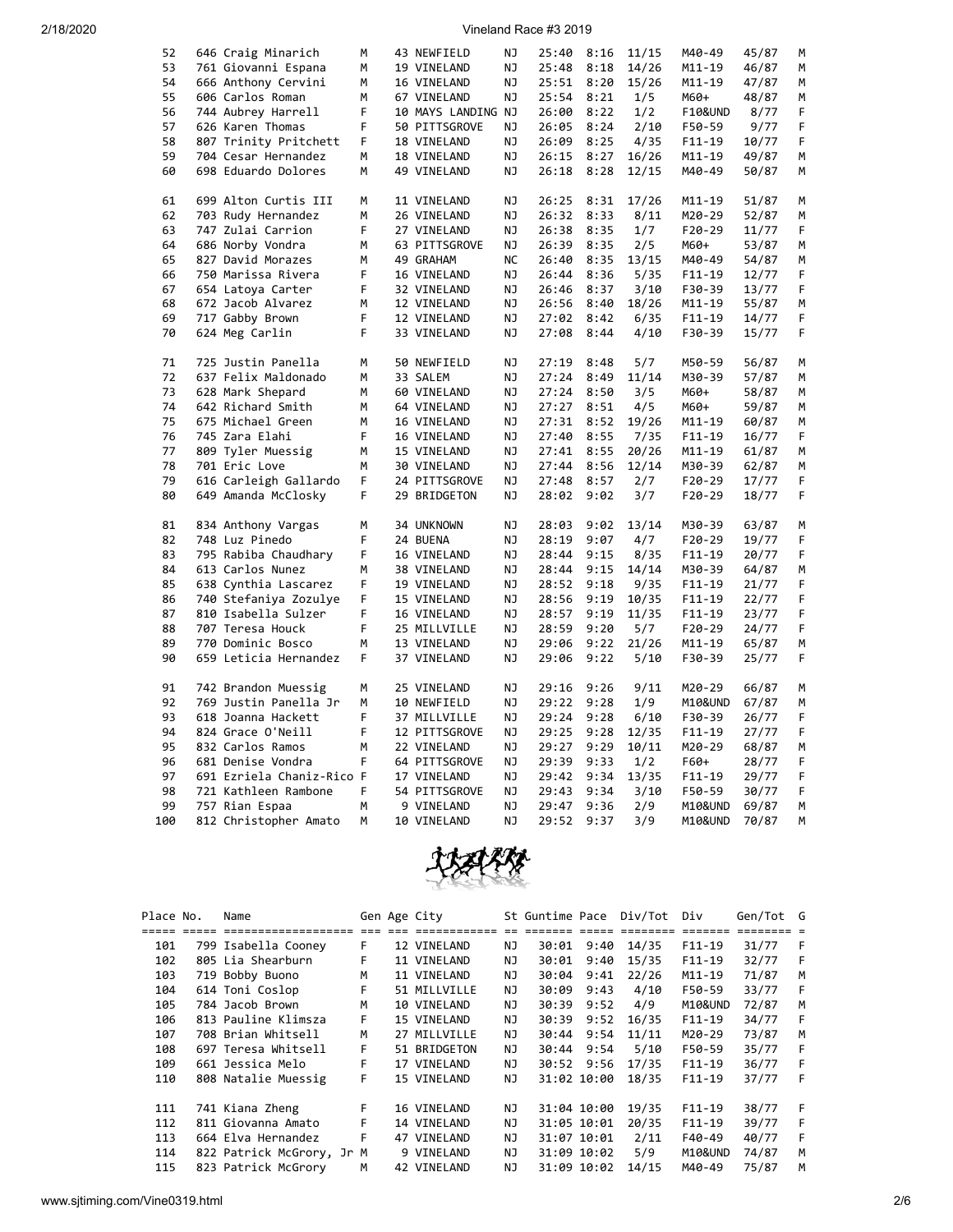| Place | No. | Name | Gen | Age | City | St | Guntime | Pace | Div/Tot | Div | Gen/Tot | G |
|---|---|---|---|---|---|---|---|---|---|---|---|---|
| 52 | 646 | Craig Minarich | M | 43 | NEWFIELD | NJ | 25:40 | 8:16 | 11/15 | M40-49 | 45/87 | M |
| 53 | 761 | Giovanni Espana | M | 19 | VINELAND | NJ | 25:48 | 8:18 | 14/26 | M11-19 | 46/87 | M |
| 54 | 666 | Anthony Cervini | M | 16 | VINELAND | NJ | 25:51 | 8:20 | 15/26 | M11-19 | 47/87 | M |
| 55 | 606 | Carlos Roman | M | 67 | VINELAND | NJ | 25:54 | 8:21 | 1/5 | M60+ | 48/87 | M |
| 56 | 744 | Aubrey Harrell | F | 10 | MAYS LANDING | NJ | 26:00 | 8:22 | 1/2 | F10&UND | 8/77 | F |
| 57 | 626 | Karen Thomas | F | 50 | PITTSGROVE | NJ | 26:05 | 8:24 | 2/10 | F50-59 | 9/77 | F |
| 58 | 807 | Trinity Pritchett | F | 18 | VINELAND | NJ | 26:09 | 8:25 | 4/35 | F11-19 | 10/77 | F |
| 59 | 704 | Cesar Hernandez | M | 18 | VINELAND | NJ | 26:15 | 8:27 | 16/26 | M11-19 | 49/87 | M |
| 60 | 698 | Eduardo Dolores | M | 49 | VINELAND | NJ | 26:18 | 8:28 | 12/15 | M40-49 | 50/87 | M |
| 61 | 699 | Alton Curtis III | M | 11 | VINELAND | NJ | 26:25 | 8:31 | 17/26 | M11-19 | 51/87 | M |
| 62 | 703 | Rudy Hernandez | M | 26 | VINELAND | NJ | 26:32 | 8:33 | 8/11 | M20-29 | 52/87 | M |
| 63 | 747 | Zulai Carrion | F | 27 | VINELAND | NJ | 26:38 | 8:35 | 1/7 | F20-29 | 11/77 | F |
| 64 | 686 | Norby Vondra | M | 63 | PITTSGROVE | NJ | 26:39 | 8:35 | 2/5 | M60+ | 53/87 | M |
| 65 | 827 | David Morazes | M | 49 | GRAHAM | NC | 26:40 | 8:35 | 13/15 | M40-49 | 54/87 | M |
| 66 | 750 | Marissa Rivera | F | 16 | VINELAND | NJ | 26:44 | 8:36 | 5/35 | F11-19 | 12/77 | F |
| 67 | 654 | Latoya Carter | F | 32 | VINELAND | NJ | 26:46 | 8:37 | 3/10 | F30-39 | 13/77 | F |
| 68 | 672 | Jacob Alvarez | M | 12 | VINELAND | NJ | 26:56 | 8:40 | 18/26 | M11-19 | 55/87 | M |
| 69 | 717 | Gabby Brown | F | 12 | VINELAND | NJ | 27:02 | 8:42 | 6/35 | F11-19 | 14/77 | F |
| 70 | 624 | Meg Carlin | F | 33 | VINELAND | NJ | 27:08 | 8:44 | 4/10 | F30-39 | 15/77 | F |
| 71 | 725 | Justin Panella | M | 50 | NEWFIELD | NJ | 27:19 | 8:48 | 5/7 | M50-59 | 56/87 | M |
| 72 | 637 | Felix Maldonado | M | 33 | SALEM | NJ | 27:24 | 8:49 | 11/14 | M30-39 | 57/87 | M |
| 73 | 628 | Mark Shepard | M | 60 | VINELAND | NJ | 27:24 | 8:50 | 3/5 | M60+ | 58/87 | M |
| 74 | 642 | Richard Smith | M | 64 | VINELAND | NJ | 27:27 | 8:51 | 4/5 | M60+ | 59/87 | M |
| 75 | 675 | Michael Green | M | 16 | VINELAND | NJ | 27:31 | 8:52 | 19/26 | M11-19 | 60/87 | M |
| 76 | 745 | Zara Elahi | F | 16 | VINELAND | NJ | 27:40 | 8:55 | 7/35 | F11-19 | 16/77 | F |
| 77 | 809 | Tyler Muessig | M | 15 | VINELAND | NJ | 27:41 | 8:55 | 20/26 | M11-19 | 61/87 | M |
| 78 | 701 | Eric Love | M | 30 | VINELAND | NJ | 27:44 | 8:56 | 12/14 | M30-39 | 62/87 | M |
| 79 | 616 | Carleigh Gallardo | F | 24 | PITTSGROVE | NJ | 27:48 | 8:57 | 2/7 | F20-29 | 17/77 | F |
| 80 | 649 | Amanda McClosky | F | 29 | BRIDGETON | NJ | 28:02 | 9:02 | 3/7 | F20-29 | 18/77 | F |
| 81 | 834 | Anthony Vargas | M | 34 | UNKNOWN | NJ | 28:03 | 9:02 | 13/14 | M30-39 | 63/87 | M |
| 82 | 748 | Luz Pinedo | F | 24 | BUENA | NJ | 28:19 | 9:07 | 4/7 | F20-29 | 19/77 | F |
| 83 | 795 | Rabiba Chaudhary | F | 16 | VINELAND | NJ | 28:44 | 9:15 | 8/35 | F11-19 | 20/77 | F |
| 84 | 613 | Carlos Nunez | M | 38 | VINELAND | NJ | 28:44 | 9:15 | 14/14 | M30-39 | 64/87 | M |
| 85 | 638 | Cynthia Lascarez | F | 19 | VINELAND | NJ | 28:52 | 9:18 | 9/35 | F11-19 | 21/77 | F |
| 86 | 740 | Stefaniya Zozulye | F | 15 | VINELAND | NJ | 28:56 | 9:19 | 10/35 | F11-19 | 22/77 | F |
| 87 | 810 | Isabella Sulzer | F | 16 | VINELAND | NJ | 28:57 | 9:19 | 11/35 | F11-19 | 23/77 | F |
| 88 | 707 | Teresa Houck | F | 25 | MILLVILLE | NJ | 28:59 | 9:20 | 5/7 | F20-29 | 24/77 | F |
| 89 | 770 | Dominic Bosco | M | 13 | VINELAND | NJ | 29:06 | 9:22 | 21/26 | M11-19 | 65/87 | M |
| 90 | 659 | Leticia Hernandez | F | 37 | VINELAND | NJ | 29:06 | 9:22 | 5/10 | F30-39 | 25/77 | F |
| 91 | 742 | Brandon Muessig | M | 25 | VINELAND | NJ | 29:16 | 9:26 | 9/11 | M20-29 | 66/87 | M |
| 92 | 769 | Justin Panella Jr | M | 10 | NEWFIELD | NJ | 29:22 | 9:28 | 1/9 | M10&UND | 67/87 | M |
| 93 | 618 | Joanna Hackett | F | 37 | MILLVILLE | NJ | 29:24 | 9:28 | 6/10 | F30-39 | 26/77 | F |
| 94 | 824 | Grace O'Neill | F | 12 | PITTSGROVE | NJ | 29:25 | 9:28 | 12/35 | F11-19 | 27/77 | F |
| 95 | 832 | Carlos Ramos | M | 22 | VINELAND | NJ | 29:27 | 9:29 | 10/11 | M20-29 | 68/87 | M |
| 96 | 681 | Denise Vondra | F | 64 | PITTSGROVE | NJ | 29:39 | 9:33 | 1/2 | F60+ | 28/77 | F |
| 97 | 691 | Ezriela Chaniz-Rico | F | 17 | VINELAND | NJ | 29:42 | 9:34 | 13/35 | F11-19 | 29/77 | F |
| 98 | 721 | Kathleen Rambone | F | 54 | PITTSGROVE | NJ | 29:43 | 9:34 | 3/10 | F50-59 | 30/77 | F |
| 99 | 757 | Rian Espaa | M | 9 | VINELAND | NJ | 29:47 | 9:36 | 2/9 | M10&UND | 69/87 | M |
| 100 | 812 | Christopher Amato | M | 10 | VINELAND | NJ | 29:52 | 9:37 | 3/9 | M10&UND | 70/87 | M |
| 101 | 799 | Isabella Cooney | F | 12 | VINELAND | NJ | 30:01 | 9:40 | 14/35 | F11-19 | 31/77 | F |
| 102 | 805 | Lia Shearburn | F | 11 | VINELAND | NJ | 30:01 | 9:40 | 15/35 | F11-19 | 32/77 | F |
| 103 | 719 | Bobby Buono | M | 11 | VINELAND | NJ | 30:04 | 9:41 | 22/26 | M11-19 | 71/87 | M |
| 104 | 614 | Toni Coslop | F | 51 | MILLVILLE | NJ | 30:09 | 9:43 | 4/10 | F50-59 | 33/77 | F |
| 105 | 784 | Jacob Brown | M | 10 | VINELAND | NJ | 30:39 | 9:52 | 4/9 | M10&UND | 72/87 | M |
| 106 | 813 | Pauline Klimsza | F | 15 | VINELAND | NJ | 30:39 | 9:52 | 16/35 | F11-19 | 34/77 | F |
| 107 | 708 | Brian Whitsell | M | 27 | MILLVILLE | NJ | 30:44 | 9:54 | 11/11 | M20-29 | 73/87 | M |
| 108 | 697 | Teresa Whitsell | F | 51 | BRIDGETON | NJ | 30:44 | 9:54 | 5/10 | F50-59 | 35/77 | F |
| 109 | 661 | Jessica Melo | F | 17 | VINELAND | NJ | 30:52 | 9:56 | 17/35 | F11-19 | 36/77 | F |
| 110 | 808 | Natalie Muessig | F | 15 | VINELAND | NJ | 31:02 | 10:00 | 18/35 | F11-19 | 37/77 | F |
| 111 | 741 | Kiana Zheng | F | 16 | VINELAND | NJ | 31:04 | 10:00 | 19/35 | F11-19 | 38/77 | F |
| 112 | 811 | Giovanna Amato | F | 14 | VINELAND | NJ | 31:05 | 10:01 | 20/35 | F11-19 | 39/77 | F |
| 113 | 664 | Elva Hernandez | F | 47 | VINELAND | NJ | 31:07 | 10:01 | 2/11 | F40-49 | 40/77 | F |
| 114 | 822 | Patrick McGrory, Jr | M | 9 | VINELAND | NJ | 31:09 | 10:02 | 5/9 | M10&UND | 74/87 | M |
| 115 | 823 | Patrick McGrory | M | 42 | VINELAND | NJ | 31:09 | 10:02 | 14/15 | M40-49 | 75/87 | M |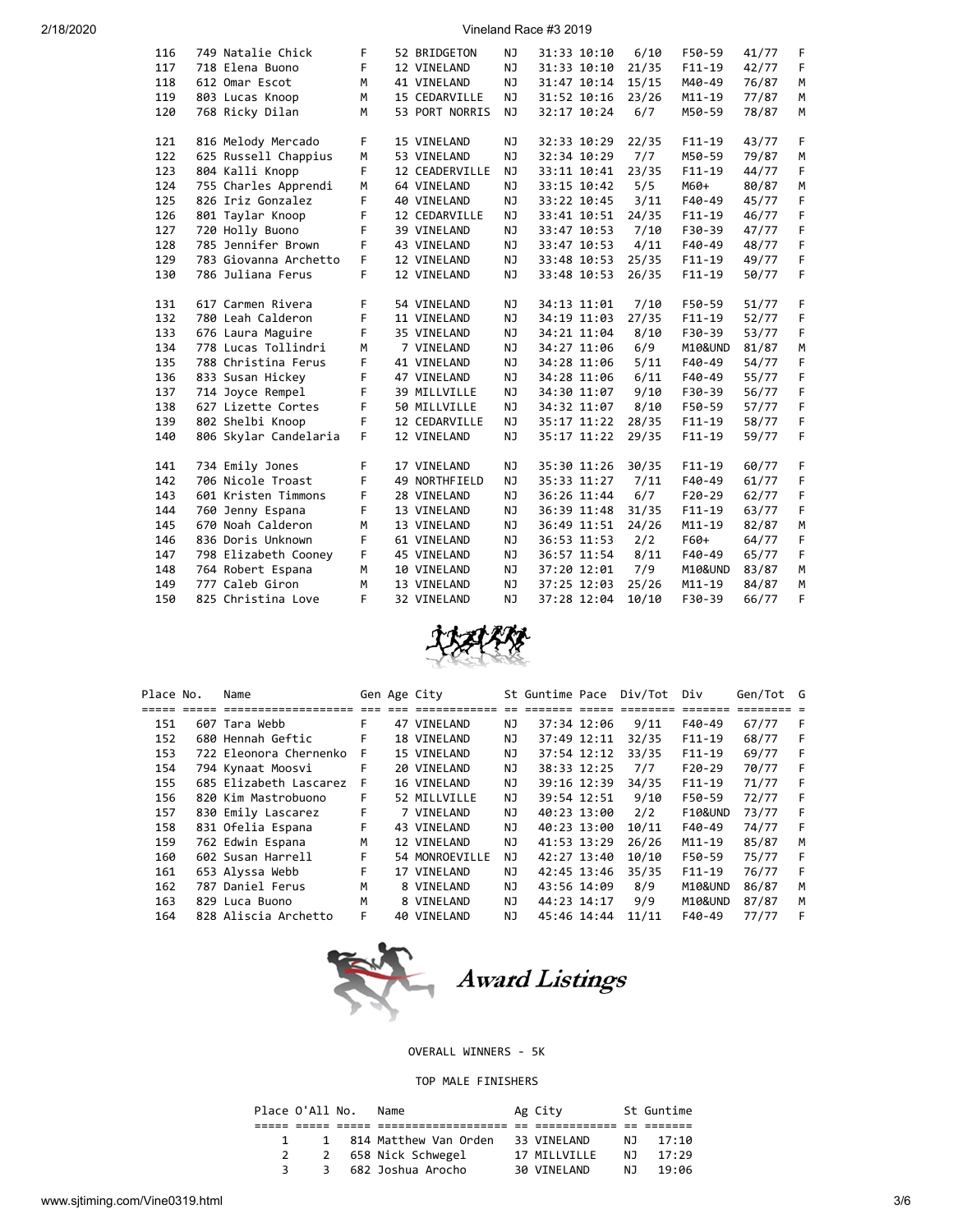| Place | No. | Name | Gen | Age | City | St | Guntime | Pace | Div/Tot | Div | Gen/Tot | G |
|---|---|---|---|---|---|---|---|---|---|---|---|---|
| 116 | 749 | Natalie Chick | F | 52 | BRIDGETON | NJ | 31:33 | 10:10 | 6/10 | F50-59 | 41/77 | F |
| 117 | 718 | Elena Buono | F | 12 | VINELAND | NJ | 31:33 | 10:10 | 21/35 | F11-19 | 42/77 | F |
| 118 | 612 | Omar Escot | M | 41 | VINELAND | NJ | 31:47 | 10:14 | 15/15 | M40-49 | 76/87 | M |
| 119 | 803 | Lucas Knoop | M | 15 | CEDARVILLE | NJ | 31:52 | 10:16 | 23/26 | M11-19 | 77/87 | M |
| 120 | 768 | Ricky Dilan | M | 53 | PORT NORRIS | NJ | 32:17 | 10:24 | 6/7 | M50-59 | 78/87 | M |
| 121 | 816 | Melody Mercado | F | 15 | VINELAND | NJ | 32:33 | 10:29 | 22/35 | F11-19 | 43/77 | F |
| 122 | 625 | Russell Chappius | M | 53 | VINELAND | NJ | 32:34 | 10:29 | 7/7 | M50-59 | 79/87 | M |
| 123 | 804 | Kalli Knopp | F | 12 | CEADERVILLE | NJ | 33:11 | 10:41 | 23/35 | F11-19 | 44/77 | F |
| 124 | 755 | Charles Apprendi | M | 64 | VINELAND | NJ | 33:15 | 10:42 | 5/5 | M60+ | 80/87 | M |
| 125 | 826 | Iriz Gonzalez | F | 40 | VINELAND | NJ | 33:22 | 10:45 | 3/11 | F40-49 | 45/77 | F |
| 126 | 801 | Taylar Knoop | F | 12 | CEDARVILLE | NJ | 33:41 | 10:51 | 24/35 | F11-19 | 46/77 | F |
| 127 | 720 | Holly Buono | F | 39 | VINELAND | NJ | 33:47 | 10:53 | 7/10 | F30-39 | 47/77 | F |
| 128 | 785 | Jennifer Brown | F | 43 | VINELAND | NJ | 33:47 | 10:53 | 4/11 | F40-49 | 48/77 | F |
| 129 | 783 | Giovanna Archetto | F | 12 | VINELAND | NJ | 33:48 | 10:53 | 25/35 | F11-19 | 49/77 | F |
| 130 | 786 | Juliana Ferus | F | 12 | VINELAND | NJ | 33:48 | 10:53 | 26/35 | F11-19 | 50/77 | F |
| 131 | 617 | Carmen Rivera | F | 54 | VINELAND | NJ | 34:13 | 11:01 | 7/10 | F50-59 | 51/77 | F |
| 132 | 780 | Leah Calderon | F | 11 | VINELAND | NJ | 34:19 | 11:03 | 27/35 | F11-19 | 52/77 | F |
| 133 | 676 | Laura Maguire | F | 35 | VINELAND | NJ | 34:21 | 11:04 | 8/10 | F30-39 | 53/77 | F |
| 134 | 778 | Lucas Tollindri | M | 7 | VINELAND | NJ | 34:27 | 11:06 | 6/9 | M10&UND | 81/87 | M |
| 135 | 788 | Christina Ferus | F | 41 | VINELAND | NJ | 34:28 | 11:06 | 5/11 | F40-49 | 54/77 | F |
| 136 | 833 | Susan Hickey | F | 47 | VINELAND | NJ | 34:28 | 11:06 | 6/11 | F40-49 | 55/77 | F |
| 137 | 714 | Joyce Rempel | F | 39 | MILLVILLE | NJ | 34:30 | 11:07 | 9/10 | F30-39 | 56/77 | F |
| 138 | 627 | Lizette Cortes | F | 50 | MILLVILLE | NJ | 34:32 | 11:07 | 8/10 | F50-59 | 57/77 | F |
| 139 | 802 | Shelbi Knoop | F | 12 | CEDARVILLE | NJ | 35:17 | 11:22 | 28/35 | F11-19 | 58/77 | F |
| 140 | 806 | Skylar Candelaria | F | 12 | VINELAND | NJ | 35:17 | 11:22 | 29/35 | F11-19 | 59/77 | F |
| 141 | 734 | Emily Jones | F | 17 | VINELAND | NJ | 35:30 | 11:26 | 30/35 | F11-19 | 60/77 | F |
| 142 | 706 | Nicole Troast | F | 49 | NORTHFIELD | NJ | 35:33 | 11:27 | 7/11 | F40-49 | 61/77 | F |
| 143 | 601 | Kristen Timmons | F | 28 | VINELAND | NJ | 36:26 | 11:44 | 6/7 | F20-29 | 62/77 | F |
| 144 | 760 | Jenny Espana | F | 13 | VINELAND | NJ | 36:39 | 11:48 | 31/35 | F11-19 | 63/77 | F |
| 145 | 670 | Noah Calderon | M | 13 | VINELAND | NJ | 36:49 | 11:51 | 24/26 | M11-19 | 82/87 | M |
| 146 | 836 | Doris Unknown | F | 61 | VINELAND | NJ | 36:53 | 11:53 | 2/2 | F60+ | 64/77 | F |
| 147 | 798 | Elizabeth Cooney | F | 45 | VINELAND | NJ | 36:57 | 11:54 | 8/11 | F40-49 | 65/77 | F |
| 148 | 764 | Robert Espana | M | 10 | VINELAND | NJ | 37:20 | 12:01 | 7/9 | M10&UND | 83/87 | M |
| 149 | 777 | Caleb Giron | M | 13 | VINELAND | NJ | 37:25 | 12:03 | 25/26 | M11-19 | 84/87 | M |
| 150 | 825 | Christina Love | F | 32 | VINELAND | NJ | 37:28 | 12:04 | 10/10 | F30-39 | 66/77 | F |

| Place | No. | Name | Gen | Age | City | St | Guntime | Pace | Div/Tot | Div | Gen/Tot | G |
|---|---|---|---|---|---|---|---|---|---|---|---|---|
| 151 | 607 | Tara Webb | F | 47 | VINELAND | NJ | 37:34 | 12:06 | 9/11 | F40-49 | 67/77 | F |
| 152 | 680 | Hennah Geftic | F | 18 | VINELAND | NJ | 37:49 | 12:11 | 32/35 | F11-19 | 68/77 | F |
| 153 | 722 | Eleonora Chernenko | F | 15 | VINELAND | NJ | 37:54 | 12:12 | 33/35 | F11-19 | 69/77 | F |
| 154 | 794 | Kynaat Moosvi | F | 20 | VINELAND | NJ | 38:33 | 12:25 | 7/7 | F20-29 | 70/77 | F |
| 155 | 685 | Elizabeth Lascarez | F | 16 | VINELAND | NJ | 39:16 | 12:39 | 34/35 | F11-19 | 71/77 | F |
| 156 | 820 | Kim Mastrobuono | F | 52 | MILLVILLE | NJ | 39:54 | 12:51 | 9/10 | F50-59 | 72/77 | F |
| 157 | 830 | Emily Lascarez | F | 7 | VINELAND | NJ | 40:23 | 13:00 | 2/2 | F10&UND | 73/77 | F |
| 158 | 831 | Ofelia Espana | F | 43 | VINELAND | NJ | 40:23 | 13:00 | 10/11 | F40-49 | 74/77 | F |
| 159 | 762 | Edwin Espana | M | 12 | VINELAND | NJ | 41:53 | 13:29 | 26/26 | M11-19 | 85/87 | M |
| 160 | 602 | Susan Harrell | F | 54 | MONROEVILLE | NJ | 42:27 | 13:40 | 10/10 | F50-59 | 75/77 | F |
| 161 | 653 | Alyssa Webb | F | 17 | VINELAND | NJ | 42:45 | 13:46 | 35/35 | F11-19 | 76/77 | F |
| 162 | 787 | Daniel Ferus | M | 8 | VINELAND | NJ | 43:56 | 14:09 | 8/9 | M10&UND | 86/87 | M |
| 163 | 829 | Luca Buono | M | 8 | VINELAND | NJ | 44:23 | 14:17 | 9/9 | M10&UND | 87/87 | M |
| 164 | 828 | Aliscia Archetto | F | 40 | VINELAND | NJ | 45:46 | 14:44 | 11/11 | F40-49 | 77/77 | F |

## *Award Listings*

OVERALL WINNERS - 5K

TOP MALE FINISHERS

| Place | O'All | No. | Name | Ag | City | St | Guntime |
|---|---|---|---|---|---|---|---|
| 1 | 1 | 814 | Matthew Van Orden | 33 | VINELAND | NJ | 17:10 |
| 2 | 2 | 658 | Nick Schwegel | 17 | MILLVILLE | NJ | 17:29 |
| 3 | 3 | 682 | Joshua Arocho | 30 | VINELAND | NJ | 19:06 |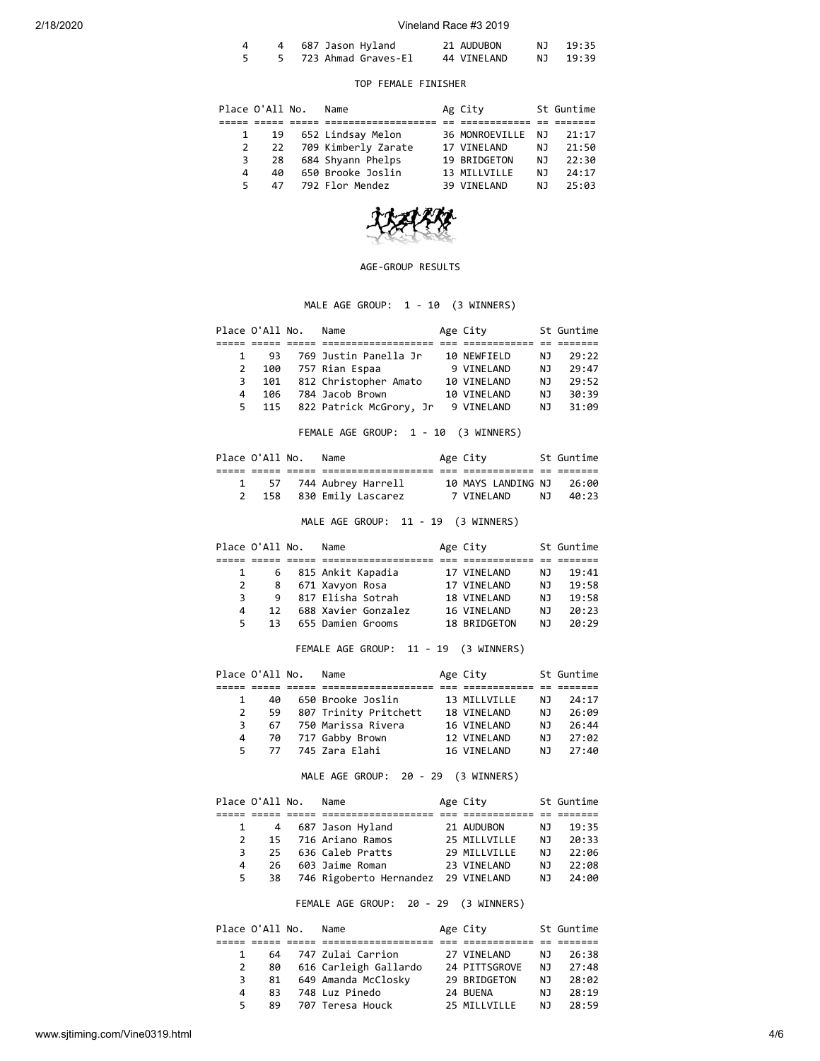| Place | O'All | No. | Name | Ag | City | St | Guntime |
|---|---|---|---|---|---|---|---|
| 4 | 4 | 687 | Jason Hyland | 21 | AUDUBON | NJ | 19:35 |
| 5 | 5 | 723 | Ahmad Graves-El | 44 | VINELAND | NJ | 19:39 |

TOP FEMALE FINISHER

| Place | O'All | No. | Name | Ag | City | St | Guntime |
|---|---|---|---|---|---|---|---|
| 1 | 19 | 652 | Lindsay Melon | 36 | MONROEVILLE | NJ | 21:17 |
| 2 | 22 | 709 | Kimberly Zarate | 17 | VINELAND | NJ | 21:50 |
| 3 | 28 | 684 | Shyann Phelps | 19 | BRIDGETON | NJ | 22:30 |
| 4 | 40 | 650 | Brooke Joslin | 13 | MILLVILLE | NJ | 24:17 |
| 5 | 47 | 792 | Flor Mendez | 39 | VINELAND | NJ | 25:03 |

AGE-GROUP RESULTS

MALE AGE GROUP: 1 - 10 (3 WINNERS)

| Place | O'All | No. | Name | Age | City | St | Guntime |
|---|---|---|---|---|---|---|---|
| 1 | 93 | 769 | Justin Panella Jr | 10 | NEWFIELD | NJ | 29:22 |
| 2 | 100 | 757 | Rian Espaa | 9 | VINELAND | NJ | 29:47 |
| 3 | 101 | 812 | Christopher Amato | 10 | VINELAND | NJ | 29:52 |
| 4 | 106 | 784 | Jacob Brown | 10 | VINELAND | NJ | 30:39 |
| 5 | 115 | 822 | Patrick McGrory, Jr | 9 | VINELAND | NJ | 31:09 |

FEMALE AGE GROUP: 1 - 10 (3 WINNERS)

| Place | O'All | No. | Name | Age | City | St | Guntime |
|---|---|---|---|---|---|---|---|
| 1 | 57 | 744 | Aubrey Harrell | 10 | MAYS LANDING | NJ | 26:00 |
| 2 | 158 | 830 | Emily Lascarez | 7 | VINELAND | NJ | 40:23 |

MALE AGE GROUP: 11 - 19 (3 WINNERS)

| Place | O'All | No. | Name | Age | City | St | Guntime |
|---|---|---|---|---|---|---|---|
| 1 | 6 | 815 | Ankit Kapadia | 17 | VINELAND | NJ | 19:41 |
| 2 | 8 | 671 | Xavyon Rosa | 17 | VINELAND | NJ | 19:58 |
| 3 | 9 | 817 | Elisha Sotrah | 18 | VINELAND | NJ | 19:58 |
| 4 | 12 | 688 | Xavier Gonzalez | 16 | VINELAND | NJ | 20:23 |
| 5 | 13 | 655 | Damien Grooms | 18 | BRIDGETON | NJ | 20:29 |

FEMALE AGE GROUP: 11 - 19 (3 WINNERS)

| Place | O'All | No. | Name | Age | City | St | Guntime |
|---|---|---|---|---|---|---|---|
| 1 | 40 | 650 | Brooke Joslin | 13 | MILLVILLE | NJ | 24:17 |
| 2 | 59 | 807 | Trinity Pritchett | 18 | VINELAND | NJ | 26:09 |
| 3 | 67 | 750 | Marissa Rivera | 16 | VINELAND | NJ | 26:44 |
| 4 | 70 | 717 | Gabby Brown | 12 | VINELAND | NJ | 27:02 |
| 5 | 77 | 745 | Zara Elahi | 16 | VINELAND | NJ | 27:40 |

MALE AGE GROUP: 20 - 29 (3 WINNERS)

| Place | O'All | No. | Name | Age | City | St | Guntime |
|---|---|---|---|---|---|---|---|
| 1 | 4 | 687 | Jason Hyland | 21 | AUDUBON | NJ | 19:35 |
| 2 | 15 | 716 | Ariano Ramos | 25 | MILLVILLE | NJ | 20:33 |
| 3 | 25 | 636 | Caleb Pratts | 29 | MILLVILLE | NJ | 22:06 |
| 4 | 26 | 603 | Jaime Roman | 23 | VINELAND | NJ | 22:08 |
| 5 | 38 | 746 | Rigoberto Hernandez | 29 | VINELAND | NJ | 24:00 |

FEMALE AGE GROUP: 20 - 29 (3 WINNERS)

| Place | O'All | No. | Name | Age | City | St | Guntime |
|---|---|---|---|---|---|---|---|
| 1 | 64 | 747 | Zulai Carrion | 27 | VINELAND | NJ | 26:38 |
| 2 | 80 | 616 | Carleigh Gallardo | 24 | PITTSGROVE | NJ | 27:48 |
| 3 | 81 | 649 | Amanda McClosky | 29 | BRIDGETON | NJ | 28:02 |
| 4 | 83 | 748 | Luz Pinedo | 24 | BUENA | NJ | 28:19 |
| 5 | 89 | 707 | Teresa Houck | 25 | MILLVILLE | NJ | 28:59 |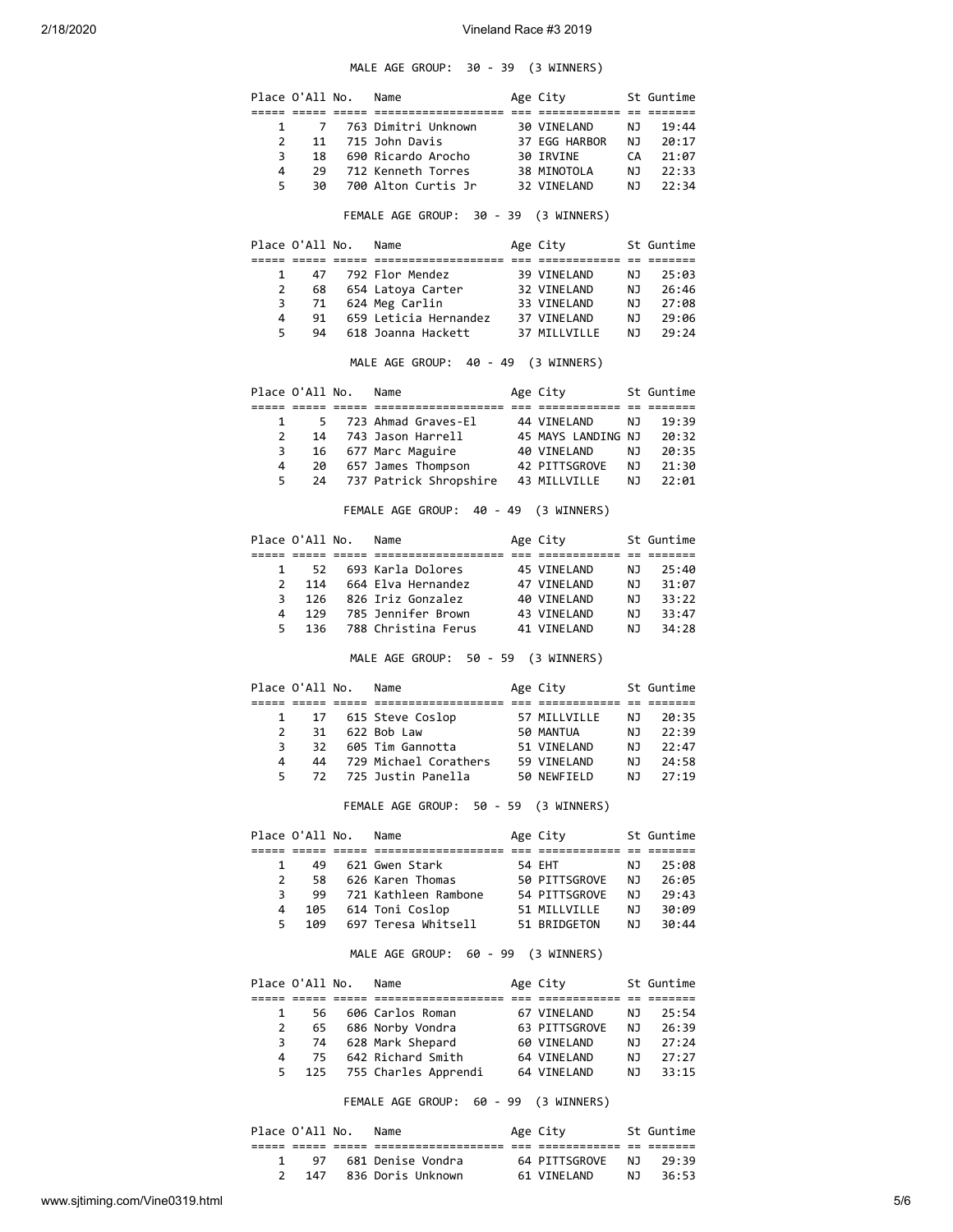MALE AGE GROUP: 30 - 39 (3 WINNERS)

| Place | O'All | No. | Name | Age | City | St | Guntime |
|---|---|---|---|---|---|---|---|
| 1 | 7 | 763 | Dimitri Unknown | 30 | VINELAND | NJ | 19:44 |
| 2 | 11 | 715 | John Davis | 37 | EGG HARBOR | NJ | 20:17 |
| 3 | 18 | 690 | Ricardo Arocho | 30 | IRVINE | CA | 21:07 |
| 4 | 29 | 712 | Kenneth Torres | 38 | MINOTOLA | NJ | 22:33 |
| 5 | 30 | 700 | Alton Curtis Jr | 32 | VINELAND | NJ | 22:34 |

FEMALE AGE GROUP: 30 - 39 (3 WINNERS)

| Place | O'All | No. | Name | Age | City | St | Guntime |
|---|---|---|---|---|---|---|---|
| 1 | 47 | 792 | Flor Mendez | 39 | VINELAND | NJ | 25:03 |
| 2 | 68 | 654 | Latoya Carter | 32 | VINELAND | NJ | 26:46 |
| 3 | 71 | 624 | Meg Carlin | 33 | VINELAND | NJ | 27:08 |
| 4 | 91 | 659 | Leticia Hernandez | 37 | VINELAND | NJ | 29:06 |
| 5 | 94 | 618 | Joanna Hackett | 37 | MILLVILLE | NJ | 29:24 |

MALE AGE GROUP: 40 - 49 (3 WINNERS)

| Place | O'All | No. | Name | Age | City | St | Guntime |
|---|---|---|---|---|---|---|---|
| 1 | 5 | 723 | Ahmad Graves-El | 44 | VINELAND | NJ | 19:39 |
| 2 | 14 | 743 | Jason Harrell | 45 | MAYS LANDING | NJ | 20:32 |
| 3 | 16 | 677 | Marc Maguire | 40 | VINELAND | NJ | 20:35 |
| 4 | 20 | 657 | James Thompson | 42 | PITTSGROVE | NJ | 21:30 |
| 5 | 24 | 737 | Patrick Shropshire | 43 | MILLVILLE | NJ | 22:01 |

FEMALE AGE GROUP: 40 - 49 (3 WINNERS)

| Place | O'All | No. | Name | Age | City | St | Guntime |
|---|---|---|---|---|---|---|---|
| 1 | 52 | 693 | Karla Dolores | 45 | VINELAND | NJ | 25:40 |
| 2 | 114 | 664 | Elva Hernandez | 47 | VINELAND | NJ | 31:07 |
| 3 | 126 | 826 | Iriz Gonzalez | 40 | VINELAND | NJ | 33:22 |
| 4 | 129 | 785 | Jennifer Brown | 43 | VINELAND | NJ | 33:47 |
| 5 | 136 | 788 | Christina Ferus | 41 | VINELAND | NJ | 34:28 |

MALE AGE GROUP: 50 - 59 (3 WINNERS)

| Place | O'All | No. | Name | Age | City | St | Guntime |
|---|---|---|---|---|---|---|---|
| 1 | 17 | 615 | Steve Coslop | 57 | MILLVILLE | NJ | 20:35 |
| 2 | 31 | 622 | Bob Law | 50 | MANTUA | NJ | 22:39 |
| 3 | 32 | 605 | Tim Gannotta | 51 | VINELAND | NJ | 22:47 |
| 4 | 44 | 729 | Michael Corathers | 59 | VINELAND | NJ | 24:58 |
| 5 | 72 | 725 | Justin Panella | 50 | NEWFIELD | NJ | 27:19 |

FEMALE AGE GROUP: 50 - 59 (3 WINNERS)

| Place | O'All | No. | Name | Age | City | St | Guntime |
|---|---|---|---|---|---|---|---|
| 1 | 49 | 621 | Gwen Stark | 54 | EHT | NJ | 25:08 |
| 2 | 58 | 626 | Karen Thomas | 50 | PITTSGROVE | NJ | 26:05 |
| 3 | 99 | 721 | Kathleen Rambone | 54 | PITTSGROVE | NJ | 29:43 |
| 4 | 105 | 614 | Toni Coslop | 51 | MILLVILLE | NJ | 30:09 |
| 5 | 109 | 697 | Teresa Whitsell | 51 | BRIDGETON | NJ | 30:44 |

MALE AGE GROUP: 60 - 99 (3 WINNERS)

| Place | O'All | No. | Name | Age | City | St | Guntime |
|---|---|---|---|---|---|---|---|
| 1 | 56 | 606 | Carlos Roman | 67 | VINELAND | NJ | 25:54 |
| 2 | 65 | 686 | Norby Vondra | 63 | PITTSGROVE | NJ | 26:39 |
| 3 | 74 | 628 | Mark Shepard | 60 | VINELAND | NJ | 27:24 |
| 4 | 75 | 642 | Richard Smith | 64 | VINELAND | NJ | 27:27 |
| 5 | 125 | 755 | Charles Apprendi | 64 | VINELAND | NJ | 33:15 |

FEMALE AGE GROUP: 60 - 99 (3 WINNERS)

| Place | O'All | No. | Name | Age | City | St | Guntime |
|---|---|---|---|---|---|---|---|
| 1 | 97 | 681 | Denise Vondra | 64 | PITTSGROVE | NJ | 29:39 |
| 2 | 147 | 836 | Doris Unknown | 61 | VINELAND | NJ | 36:53 |